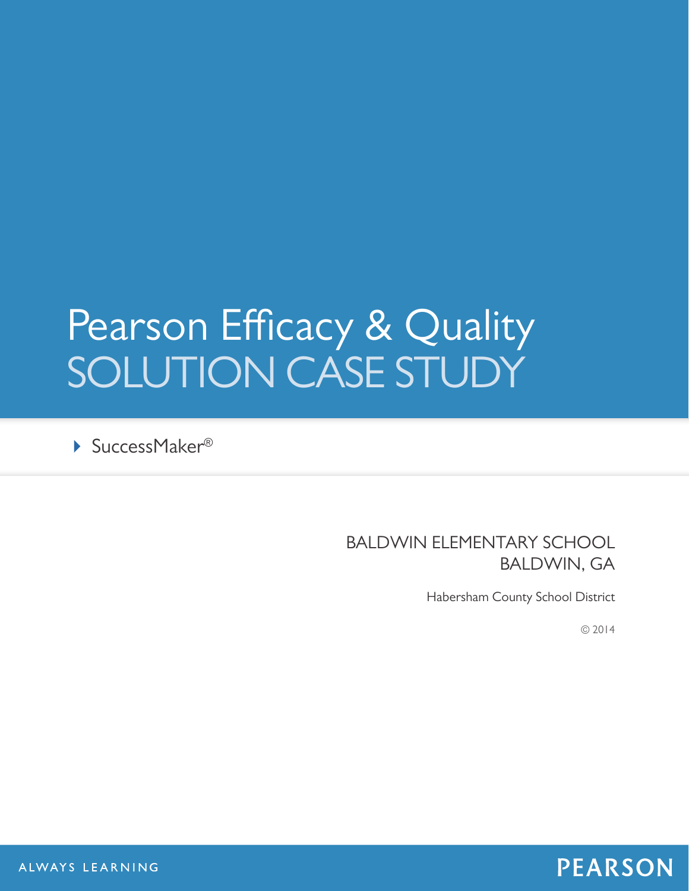# Pearson Efficacy & Quality
# SOLUTION CASE STUDY

- SuccessMaker®

BALDWIN ELEMENTARY SCHOOL
BALDWIN, GA

Habersham County School District

© 2014

ALWAYS LEARNING

PEARSON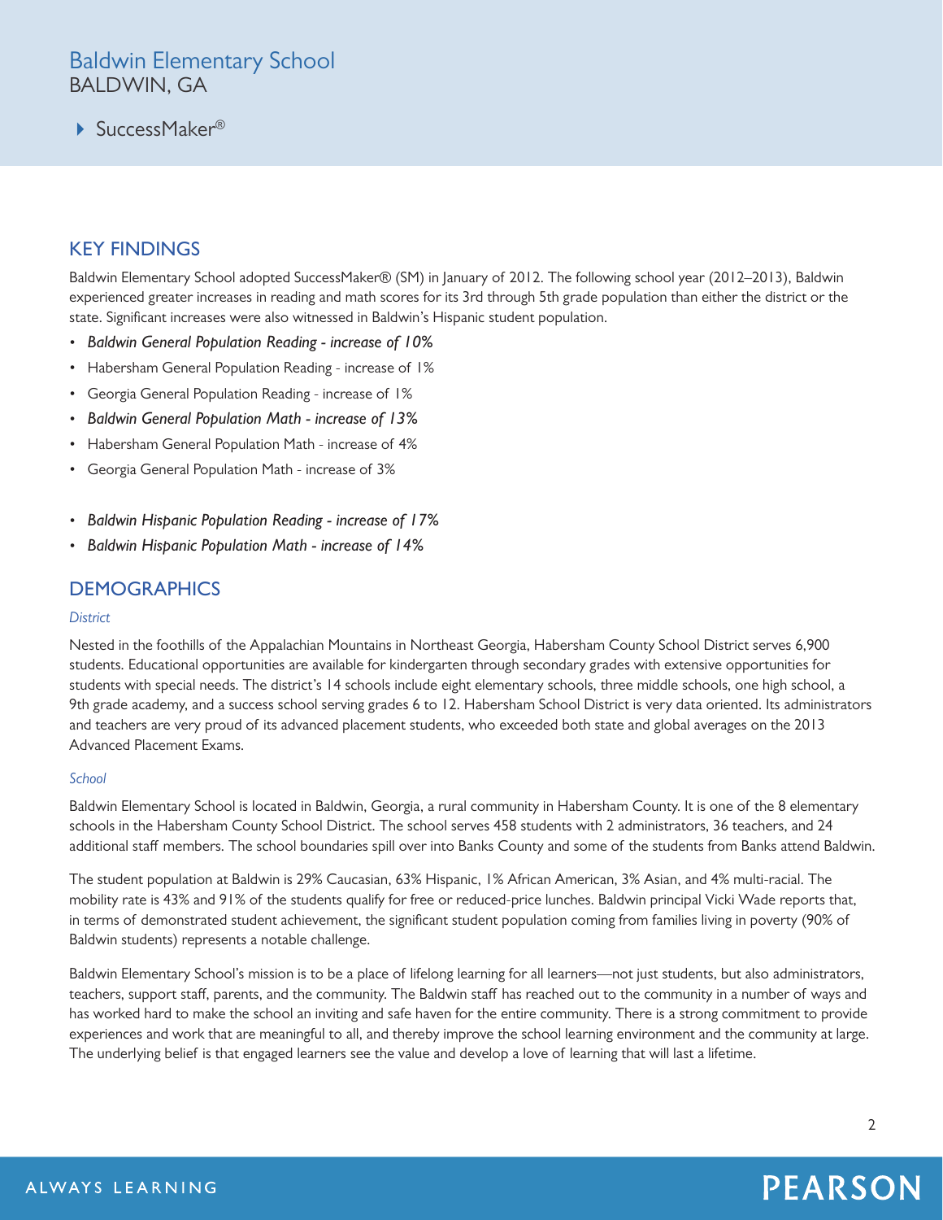# Baldwin Elementary School
BALDWIN, GA

- SuccessMaker®

## KEY FINDINGS

Baldwin Elementary School adopted SuccessMaker® (SM) in January of 2012. The following school year (2012–2013), Baldwin experienced greater increases in reading and math scores for its 3rd through 5th grade population than either the district or the state. Significant increases were also witnessed in Baldwin's Hispanic student population.

- *Baldwin General Population Reading - increase of 10%*
- Habersham General Population Reading - increase of 1%
- Georgia General Population Reading - increase of 1%
- *Baldwin General Population Math - increase of 13%*
- Habersham General Population Math - increase of 4%
- Georgia General Population Math - increase of 3%

- *Baldwin Hispanic Population Reading - increase of 17%*
- *Baldwin Hispanic Population Math - increase of 14%*

## DEMOGRAPHICS

### *District*

Nested in the foothills of the Appalachian Mountains in Northeast Georgia, Habersham County School District serves 6,900 students. Educational opportunities are available for kindergarten through secondary grades with extensive opportunities for students with special needs. The district's 14 schools include eight elementary schools, three middle schools, one high school, a 9th grade academy, and a success school serving grades 6 to 12. Habersham School District is very data oriented. Its administrators and teachers are very proud of its advanced placement students, who exceeded both state and global averages on the 2013 Advanced Placement Exams.

### *School*

Baldwin Elementary School is located in Baldwin, Georgia, a rural community in Habersham County. It is one of the 8 elementary schools in the Habersham County School District. The school serves 458 students with 2 administrators, 36 teachers, and 24 additional staff members. The school boundaries spill over into Banks County and some of the students from Banks attend Baldwin.

The student population at Baldwin is 29% Caucasian, 63% Hispanic, 1% African American, 3% Asian, and 4% multi-racial. The mobility rate is 43% and 91% of the students qualify for free or reduced-price lunches. Baldwin principal Vicki Wade reports that, in terms of demonstrated student achievement, the significant student population coming from families living in poverty (90% of Baldwin students) represents a notable challenge.

Baldwin Elementary School's mission is to be a place of lifelong learning for all learners—not just students, but also administrators, teachers, support staff, parents, and the community. The Baldwin staff has reached out to the community in a number of ways and has worked hard to make the school an inviting and safe haven for the entire community. There is a strong commitment to provide experiences and work that are meaningful to all, and thereby improve the school learning environment and the community at large. The underlying belief is that engaged learners see the value and develop a love of learning that will last a lifetime.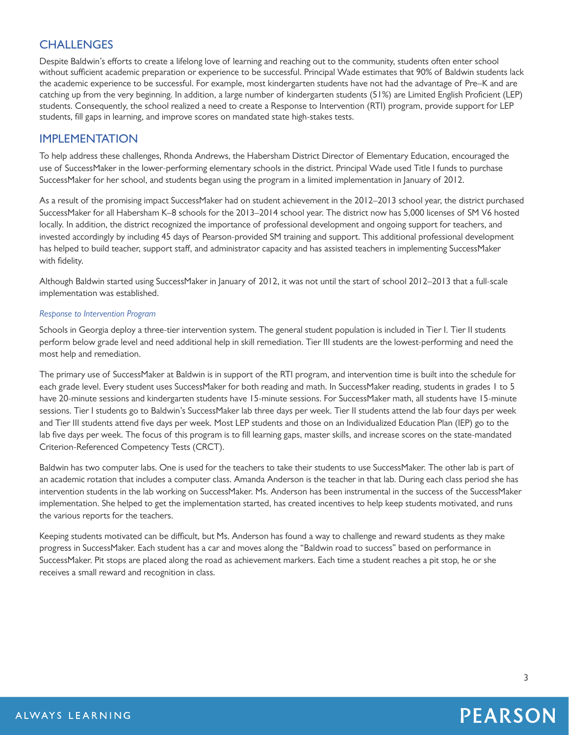## CHALLENGES

Despite Baldwin's efforts to create a lifelong love of learning and reaching out to the community, students often enter school without sufficient academic preparation or experience to be successful. Principal Wade estimates that 90% of Baldwin students lack the academic experience to be successful. For example, most kindergarten students have not had the advantage of Pre–K and are catching up from the very beginning. In addition, a large number of kindergarten students (51%) are Limited English Proficient (LEP) students. Consequently, the school realized a need to create a Response to Intervention (RTI) program, provide support for LEP students, fill gaps in learning, and improve scores on mandated state high-stakes tests.

## IMPLEMENTATION

To help address these challenges, Rhonda Andrews, the Habersham District Director of Elementary Education, encouraged the use of SuccessMaker in the lower-performing elementary schools in the district. Principal Wade used Title I funds to purchase SuccessMaker for her school, and students began using the program in a limited implementation in January of 2012.

As a result of the promising impact SuccessMaker had on student achievement in the 2012–2013 school year, the district purchased SuccessMaker for all Habersham K–8 schools for the 2013–2014 school year. The district now has 5,000 licenses of SM V6 hosted locally. In addition, the district recognized the importance of professional development and ongoing support for teachers, and invested accordingly by including 45 days of Pearson-provided SM training and support. This additional professional development has helped to build teacher, support staff, and administrator capacity and has assisted teachers in implementing SuccessMaker with fidelity.

Although Baldwin started using SuccessMaker in January of 2012, it was not until the start of school 2012–2013 that a full-scale implementation was established.

### *Response to Intervention Program*

Schools in Georgia deploy a three-tier intervention system. The general student population is included in Tier I. Tier II students perform below grade level and need additional help in skill remediation. Tier III students are the lowest-performing and need the most help and remediation.

The primary use of SuccessMaker at Baldwin is in support of the RTI program, and intervention time is built into the schedule for each grade level. Every student uses SuccessMaker for both reading and math. In SuccessMaker reading, students in grades 1 to 5 have 20-minute sessions and kindergarten students have 15-minute sessions. For SuccessMaker math, all students have 15-minute sessions. Tier I students go to Baldwin's SuccessMaker lab three days per week. Tier II students attend the lab four days per week and Tier III students attend five days per week. Most LEP students and those on an Individualized Education Plan (IEP) go to the lab five days per week. The focus of this program is to fill learning gaps, master skills, and increase scores on the state-mandated Criterion-Referenced Competency Tests (CRCT).

Baldwin has two computer labs. One is used for the teachers to take their students to use SuccessMaker. The other lab is part of an academic rotation that includes a computer class. Amanda Anderson is the teacher in that lab. During each class period she has intervention students in the lab working on SuccessMaker. Ms. Anderson has been instrumental in the success of the SuccessMaker implementation. She helped to get the implementation started, has created incentives to help keep students motivated, and runs the various reports for the teachers.

Keeping students motivated can be difficult, but Ms. Anderson has found a way to challenge and reward students as they make progress in SuccessMaker. Each student has a car and moves along the "Baldwin road to success" based on performance in SuccessMaker. Pit stops are placed along the road as achievement markers. Each time a student reaches a pit stop, he or she receives a small reward and recognition in class.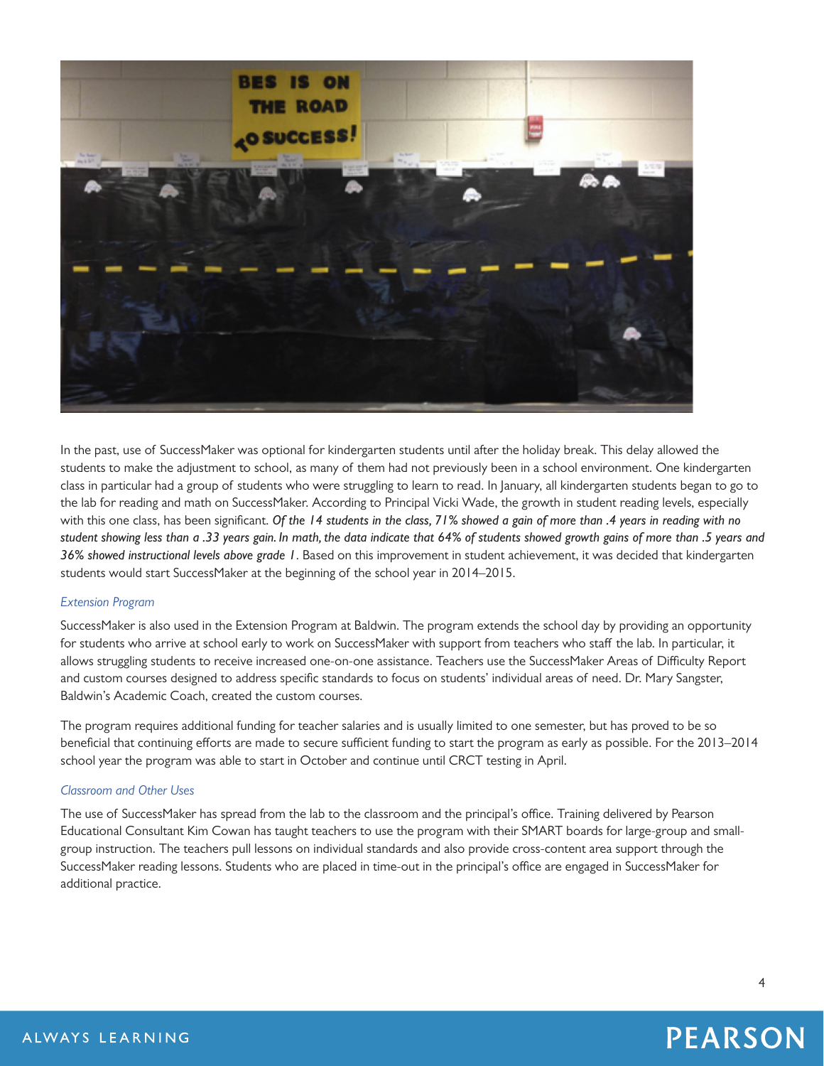In the past, use of SuccessMaker was optional for kindergarten students until after the holiday break. This delay allowed the students to make the adjustment to school, as many of them had not previously been in a school environment. One kindergarten class in particular had a group of students who were struggling to learn to read. In January, all kindergarten students began to go to the lab for reading and math on SuccessMaker. According to Principal Vicki Wade, the growth in student reading levels, especially with this one class, has been significant. *Of the 14 students in the class, 71% showed a gain of more than .4 years in reading with no student showing less than a .33 years gain. In math, the data indicate that 64% of students showed growth gains of more than .5 years and 36% showed instructional levels above grade 1*. Based on this improvement in student achievement, it was decided that kindergarten students would start SuccessMaker at the beginning of the school year in 2014–2015.

### *Extension Program*

SuccessMaker is also used in the Extension Program at Baldwin. The program extends the school day by providing an opportunity for students who arrive at school early to work on SuccessMaker with support from teachers who staff the lab. In particular, it allows struggling students to receive increased one-on-one assistance. Teachers use the SuccessMaker Areas of Difficulty Report and custom courses designed to address specific standards to focus on students' individual areas of need. Dr. Mary Sangster, Baldwin's Academic Coach, created the custom courses.

The program requires additional funding for teacher salaries and is usually limited to one semester, but has proved to be so beneficial that continuing efforts are made to secure sufficient funding to start the program as early as possible. For the 2013–2014 school year the program was able to start in October and continue until CRCT testing in April.

### *Classroom and Other Uses*

The use of SuccessMaker has spread from the lab to the classroom and the principal's office. Training delivered by Pearson Educational Consultant Kim Cowan has taught teachers to use the program with their SMART boards for large-group and small-group instruction. The teachers pull lessons on individual standards and also provide cross-content area support through the SuccessMaker reading lessons. Students who are placed in time-out in the principal's office are engaged in SuccessMaker for additional practice.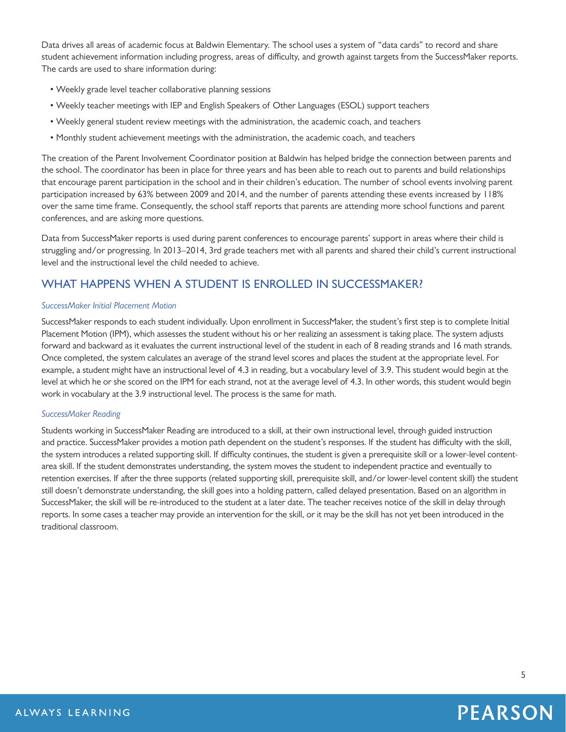Data drives all areas of academic focus at Baldwin Elementary. The school uses a system of "data cards" to record and share student achievement information including progress, areas of difficulty, and growth against targets from the SuccessMaker reports. The cards are used to share information during:

- Weekly grade level teacher collaborative planning sessions
- Weekly teacher meetings with IEP and English Speakers of Other Languages (ESOL) support teachers
- Weekly general student review meetings with the administration, the academic coach, and teachers
- Monthly student achievement meetings with the administration, the academic coach, and teachers

The creation of the Parent Involvement Coordinator position at Baldwin has helped bridge the connection between parents and the school. The coordinator has been in place for three years and has been able to reach out to parents and build relationships that encourage parent participation in the school and in their children's education. The number of school events involving parent participation increased by 63% between 2009 and 2014, and the number of parents attending these events increased by 118% over the same time frame. Consequently, the school staff reports that parents are attending more school functions and parent conferences, and are asking more questions.

Data from SuccessMaker reports is used during parent conferences to encourage parents' support in areas where their child is struggling and/or progressing. In 2013–2014, 3rd grade teachers met with all parents and shared their child's current instructional level and the instructional level the child needed to achieve.

## WHAT HAPPENS WHEN A STUDENT IS ENROLLED IN SUCCESSMAKER?

### *SuccessMaker Initial Placement Motion*

SuccessMaker responds to each student individually. Upon enrollment in SuccessMaker, the student's first step is to complete Initial Placement Motion (IPM), which assesses the student without his or her realizing an assessment is taking place. The system adjusts forward and backward as it evaluates the current instructional level of the student in each of 8 reading strands and 16 math strands. Once completed, the system calculates an average of the strand level scores and places the student at the appropriate level. For example, a student might have an instructional level of 4.3 in reading, but a vocabulary level of 3.9. This student would begin at the level at which he or she scored on the IPM for each strand, not at the average level of 4.3. In other words, this student would begin work in vocabulary at the 3.9 instructional level. The process is the same for math.

### *SuccessMaker Reading*

Students working in SuccessMaker Reading are introduced to a skill, at their own instructional level, through guided instruction and practice. SuccessMaker provides a motion path dependent on the student's responses. If the student has difficulty with the skill, the system introduces a related supporting skill. If difficulty continues, the student is given a prerequisite skill or a lower-level content-area skill. If the student demonstrates understanding, the system moves the student to independent practice and eventually to retention exercises. If after the three supports (related supporting skill, prerequisite skill, and/or lower-level content skill) the student still doesn't demonstrate understanding, the skill goes into a holding pattern, called delayed presentation. Based on an algorithm in SuccessMaker, the skill will be re-introduced to the student at a later date. The teacher receives notice of the skill in delay through reports. In some cases a teacher may provide an intervention for the skill, or it may be the skill has not yet been introduced in the traditional classroom.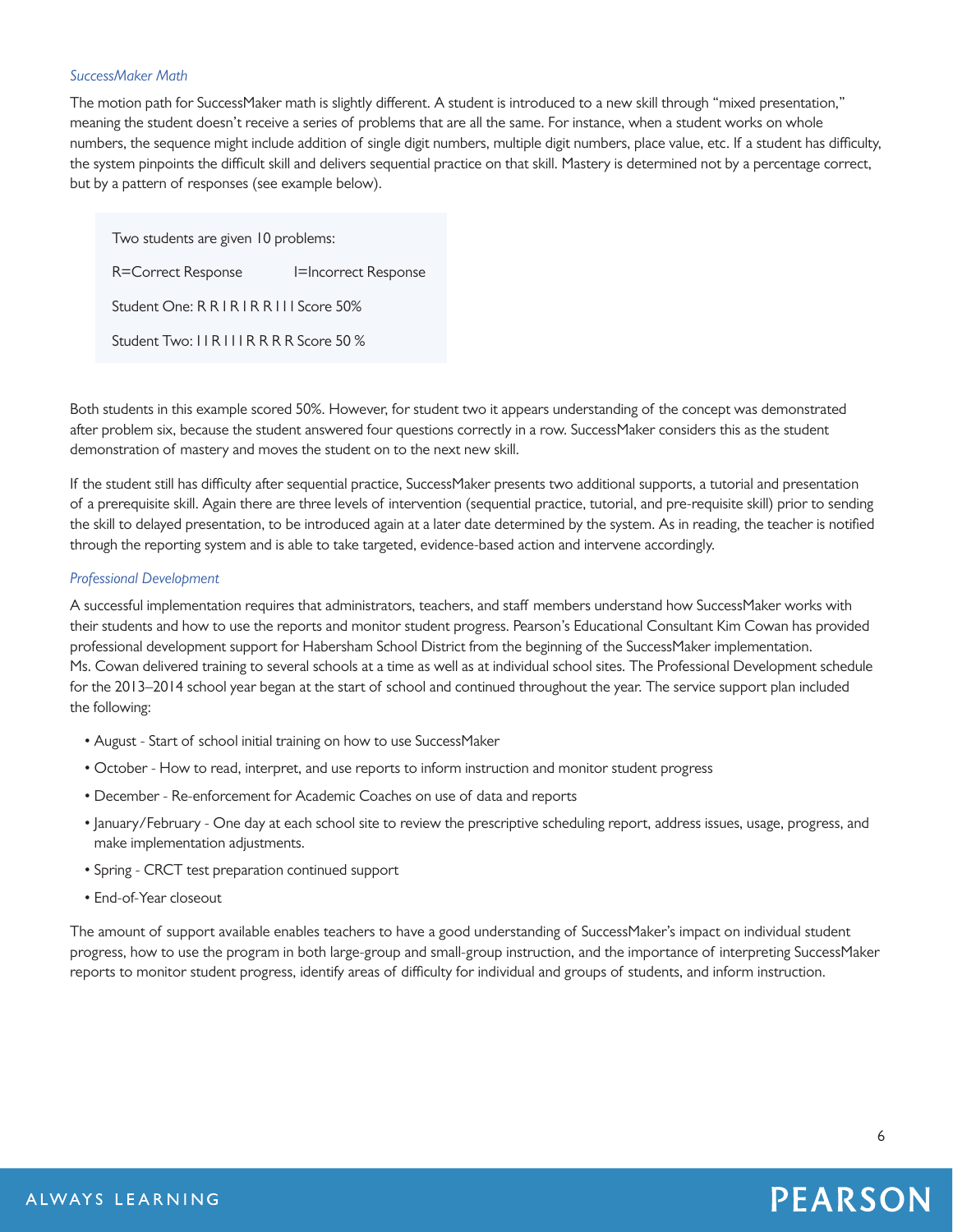*SuccessMaker Math*

The motion path for SuccessMaker math is slightly different. A student is introduced to a new skill through "mixed presentation," meaning the student doesn't receive a series of problems that are all the same. For instance, when a student works on whole numbers, the sequence might include addition of single digit numbers, multiple digit numbers, place value, etc. If a student has difficulty, the system pinpoints the difficult skill and delivers sequential practice on that skill. Mastery is determined not by a percentage correct, but by a pattern of responses (see example below).

> Two students are given 10 problems:
>
> R=Correct Response    I=Incorrect Response
>
> Student One: R R I R I R R I I I Score 50%
>
> Student Two: I I R I I I R R R R Score 50 %

Both students in this example scored 50%. However, for student two it appears understanding of the concept was demonstrated after problem six, because the student answered four questions correctly in a row. SuccessMaker considers this as the student demonstration of mastery and moves the student on to the next new skill.

If the student still has difficulty after sequential practice, SuccessMaker presents two additional supports, a tutorial and presentation of a prerequisite skill. Again there are three levels of intervention (sequential practice, tutorial, and pre-requisite skill) prior to sending the skill to delayed presentation, to be introduced again at a later date determined by the system. As in reading, the teacher is notified through the reporting system and is able to take targeted, evidence-based action and intervene accordingly.

*Professional Development*

A successful implementation requires that administrators, teachers, and staff members understand how SuccessMaker works with their students and how to use the reports and monitor student progress. Pearson's Educational Consultant Kim Cowan has provided professional development support for Habersham School District from the beginning of the SuccessMaker implementation. Ms. Cowan delivered training to several schools at a time as well as at individual school sites. The Professional Development schedule for the 2013–2014 school year began at the start of school and continued throughout the year. The service support plan included the following:

- August - Start of school initial training on how to use SuccessMaker
- October - How to read, interpret, and use reports to inform instruction and monitor student progress
- December - Re-enforcement for Academic Coaches on use of data and reports
- January/February - One day at each school site to review the prescriptive scheduling report, address issues, usage, progress, and make implementation adjustments.
- Spring - CRCT test preparation continued support
- End-of-Year closeout

The amount of support available enables teachers to have a good understanding of SuccessMaker's impact on individual student progress, how to use the program in both large-group and small-group instruction, and the importance of interpreting SuccessMaker reports to monitor student progress, identify areas of difficulty for individual and groups of students, and inform instruction.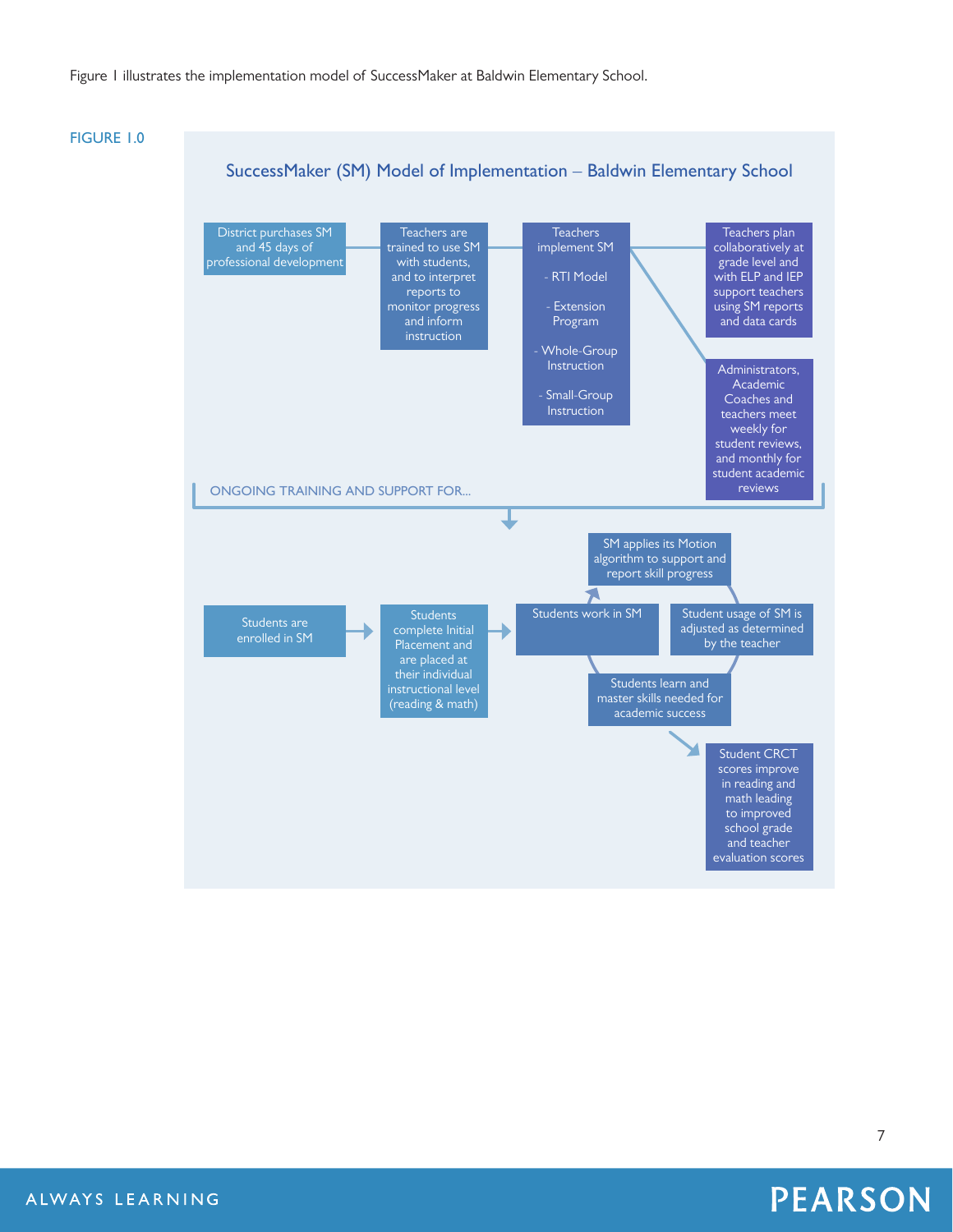Figure 1 illustrates the implementation model of SuccessMaker at Baldwin Elementary School.

FIGURE 1.0

## SuccessMaker (SM) Model of Implementation – Baldwin Elementary School

District purchases SM and 45 days of professional development

Teachers are trained to use SM with students, and to interpret reports to monitor progress and inform instruction

Teachers implement SM

- RTI Model
- Extension Program
- Whole-Group Instruction
- Small-Group Instruction

Teachers plan collaboratively at grade level and with ELP and IEP support teachers using SM reports and data cards

Administrators, Academic Coaches and teachers meet weekly for student reviews, and monthly for student academic reviews

ONGOING TRAINING AND SUPPORT FOR...

Students are enrolled in SM

Students complete Initial Placement and are placed at their individual instructional level (reading & math)

Students work in SM

SM applies its Motion algorithm to support and report skill progress

Student usage of SM is adjusted as determined by the teacher

Students learn and master skills needed for academic success

Student CRCT scores improve in reading and math leading to improved school grade and teacher evaluation scores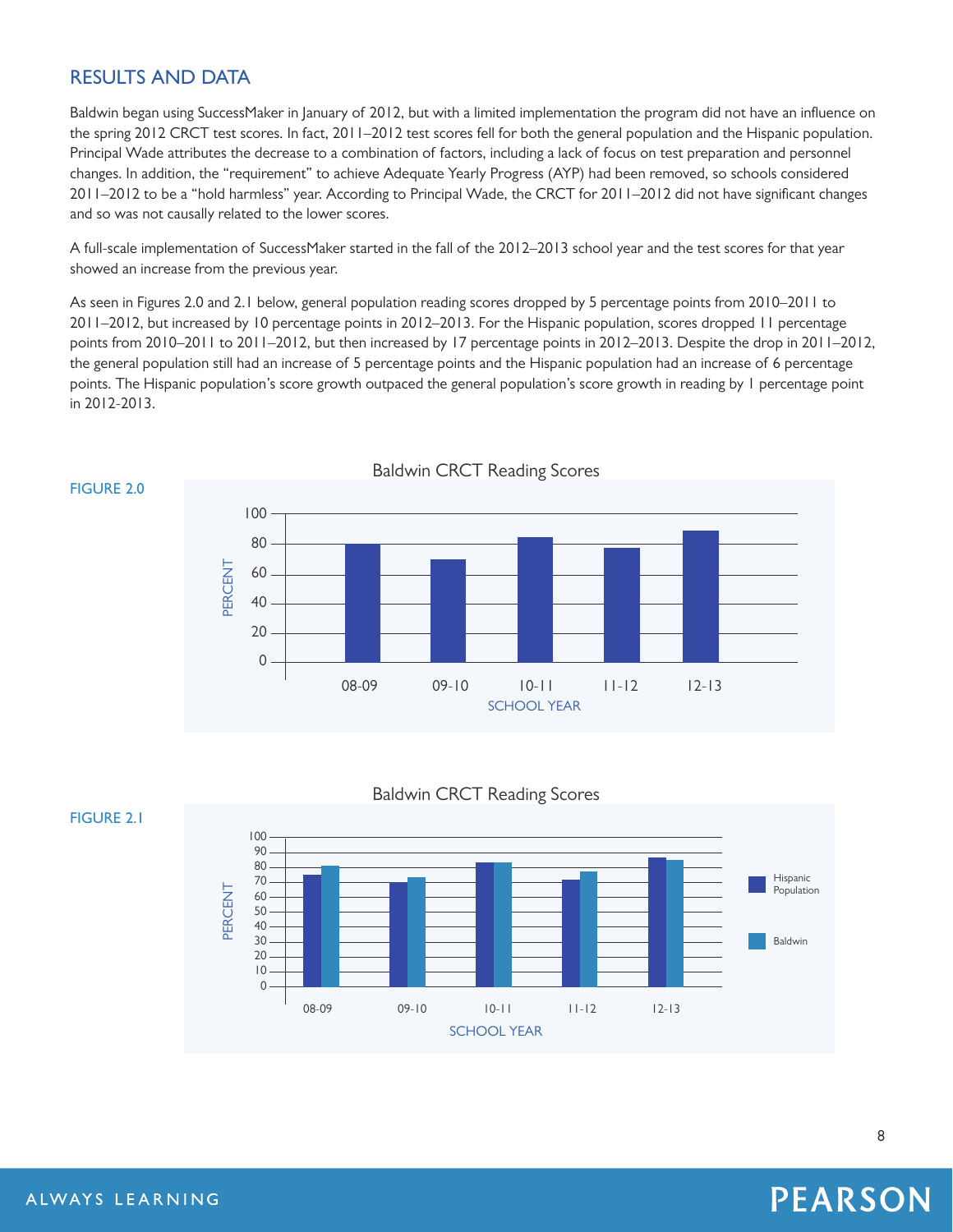## RESULTS AND DATA

Baldwin began using SuccessMaker in January of 2012, but with a limited implementation the program did not have an influence on the spring 2012 CRCT test scores. In fact, 2011–2012 test scores fell for both the general population and the Hispanic population. Principal Wade attributes the decrease to a combination of factors, including a lack of focus on test preparation and personnel changes. In addition, the "requirement" to achieve Adequate Yearly Progress (AYP) had been removed, so schools considered 2011–2012 to be a "hold harmless" year. According to Principal Wade, the CRCT for 2011–2012 did not have significant changes and so was not causally related to the lower scores.

A full-scale implementation of SuccessMaker started in the fall of the 2012–2013 school year and the test scores for that year showed an increase from the previous year.

As seen in Figures 2.0 and 2.1 below, general population reading scores dropped by 5 percentage points from 2010–2011 to 2011–2012, but increased by 10 percentage points in 2012–2013. For the Hispanic population, scores dropped 11 percentage points from 2010–2011 to 2011–2012, but then increased by 17 percentage points in 2012–2013. Despite the drop in 2011–2012, the general population still had an increase of 5 percentage points and the Hispanic population had an increase of 6 percentage points. The Hispanic population's score growth outpaced the general population's score growth in reading by 1 percentage point in 2012-2013.

FIGURE 2.0

Baldwin CRCT Reading Scores

FIGURE 2.1

Baldwin CRCT Reading Scores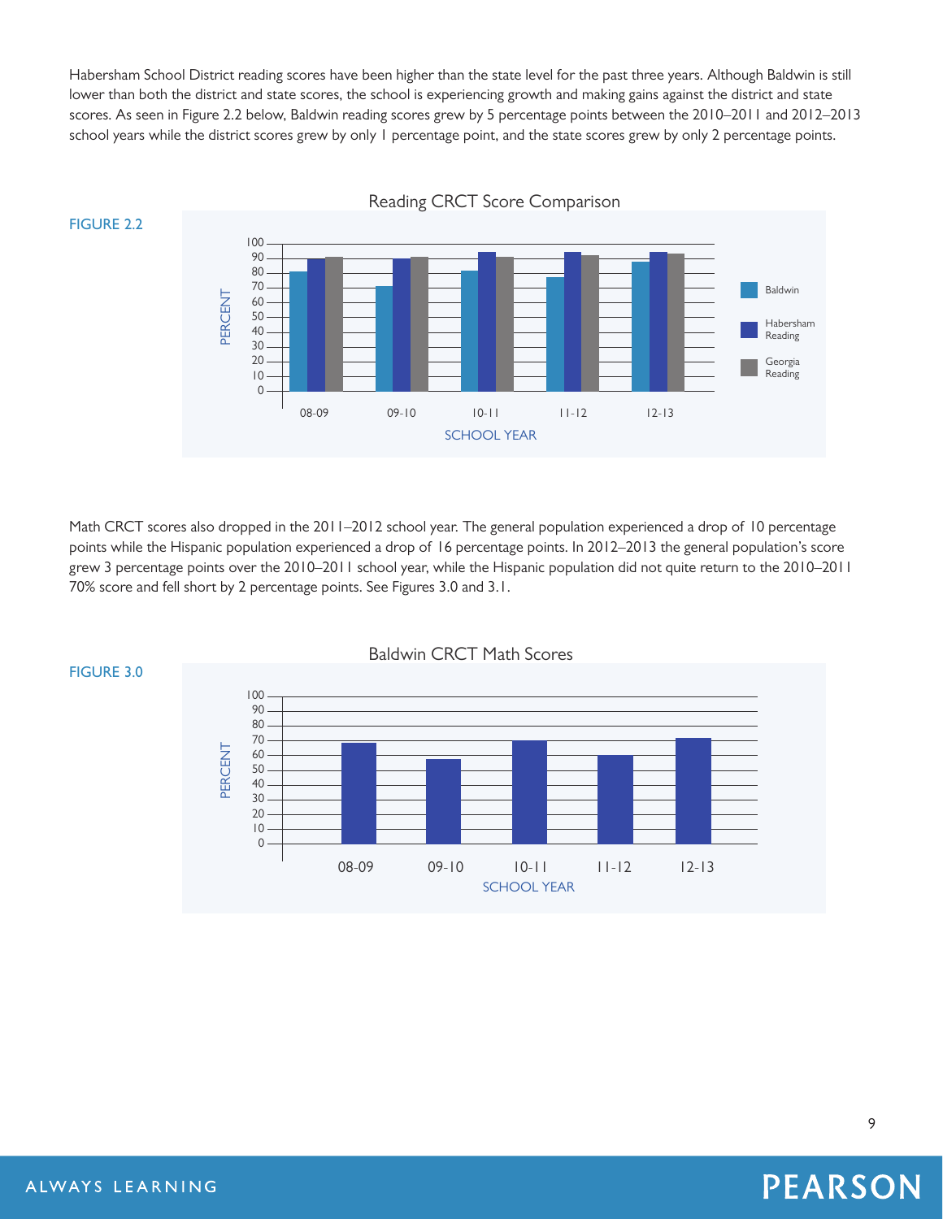Habersham School District reading scores have been higher than the state level for the past three years. Although Baldwin is still lower than both the district and state scores, the school is experiencing growth and making gains against the district and state scores. As seen in Figure 2.2 below, Baldwin reading scores grew by 5 percentage points between the 2010–2011 and 2012–2013 school years while the district scores grew by only 1 percentage point, and the state scores grew by only 2 percentage points.

FIGURE 2.2

Reading CRCT Score Comparison

Math CRCT scores also dropped in the 2011–2012 school year. The general population experienced a drop of 10 percentage points while the Hispanic population experienced a drop of 16 percentage points. In 2012–2013 the general population's score grew 3 percentage points over the 2010–2011 school year, while the Hispanic population did not quite return to the 2010–2011 70% score and fell short by 2 percentage points. See Figures 3.0 and 3.1.

FIGURE 3.0

Baldwin CRCT Math Scores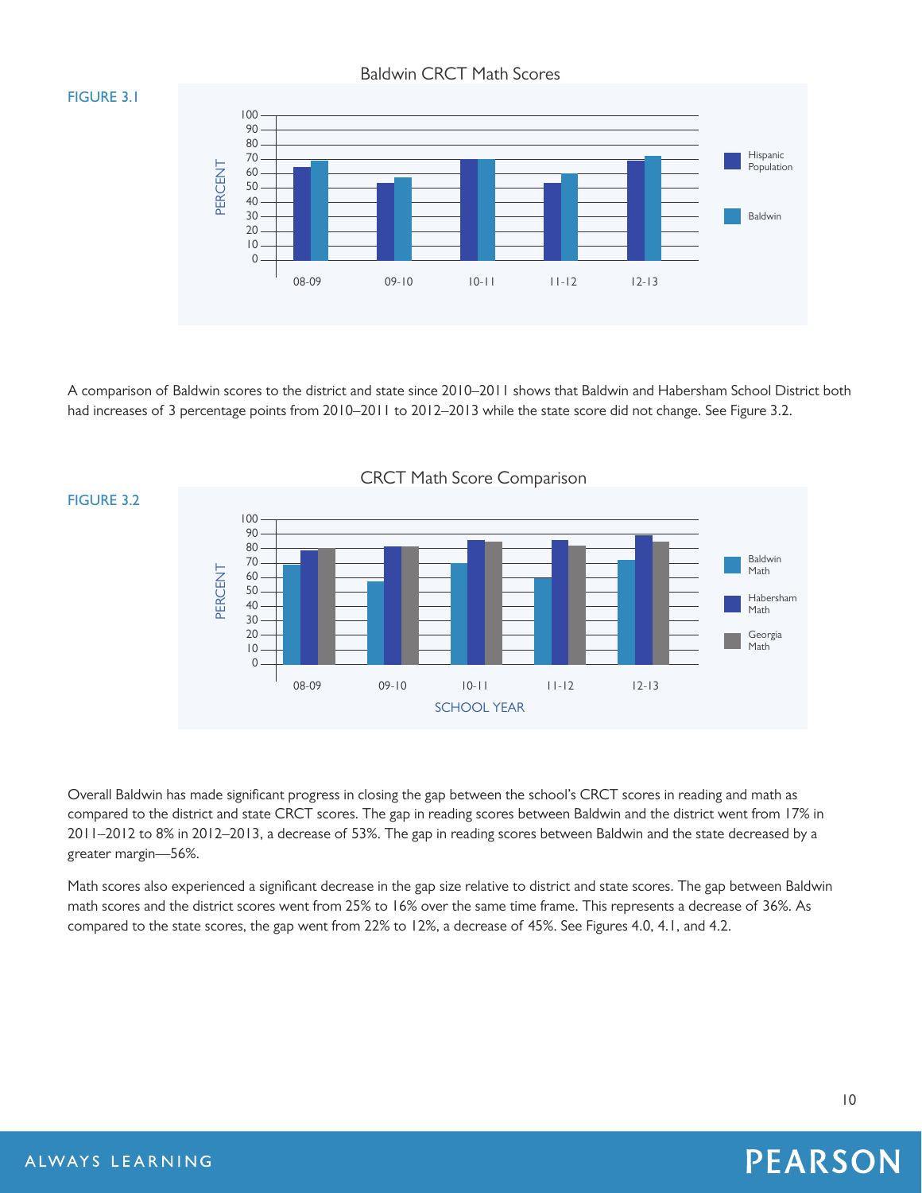FIGURE 3.1

Baldwin CRCT Math Scores

A comparison of Baldwin scores to the district and state since 2010–2011 shows that Baldwin and Habersham School District both had increases of 3 percentage points from 2010–2011 to 2012–2013 while the state score did not change. See Figure 3.2.

FIGURE 3.2

CRCT Math Score Comparison

Overall Baldwin has made significant progress in closing the gap between the school's CRCT scores in reading and math as compared to the district and state CRCT scores. The gap in reading scores between Baldwin and the district went from 17% in 2011–2012 to 8% in 2012–2013, a decrease of 53%. The gap in reading scores between Baldwin and the state decreased by a greater margin—56%.

Math scores also experienced a significant decrease in the gap size relative to district and state scores. The gap between Baldwin math scores and the district scores went from 25% to 16% over the same time frame. This represents a decrease of 36%. As compared to the state scores, the gap went from 22% to 12%, a decrease of 45%. See Figures 4.0, 4.1, and 4.2.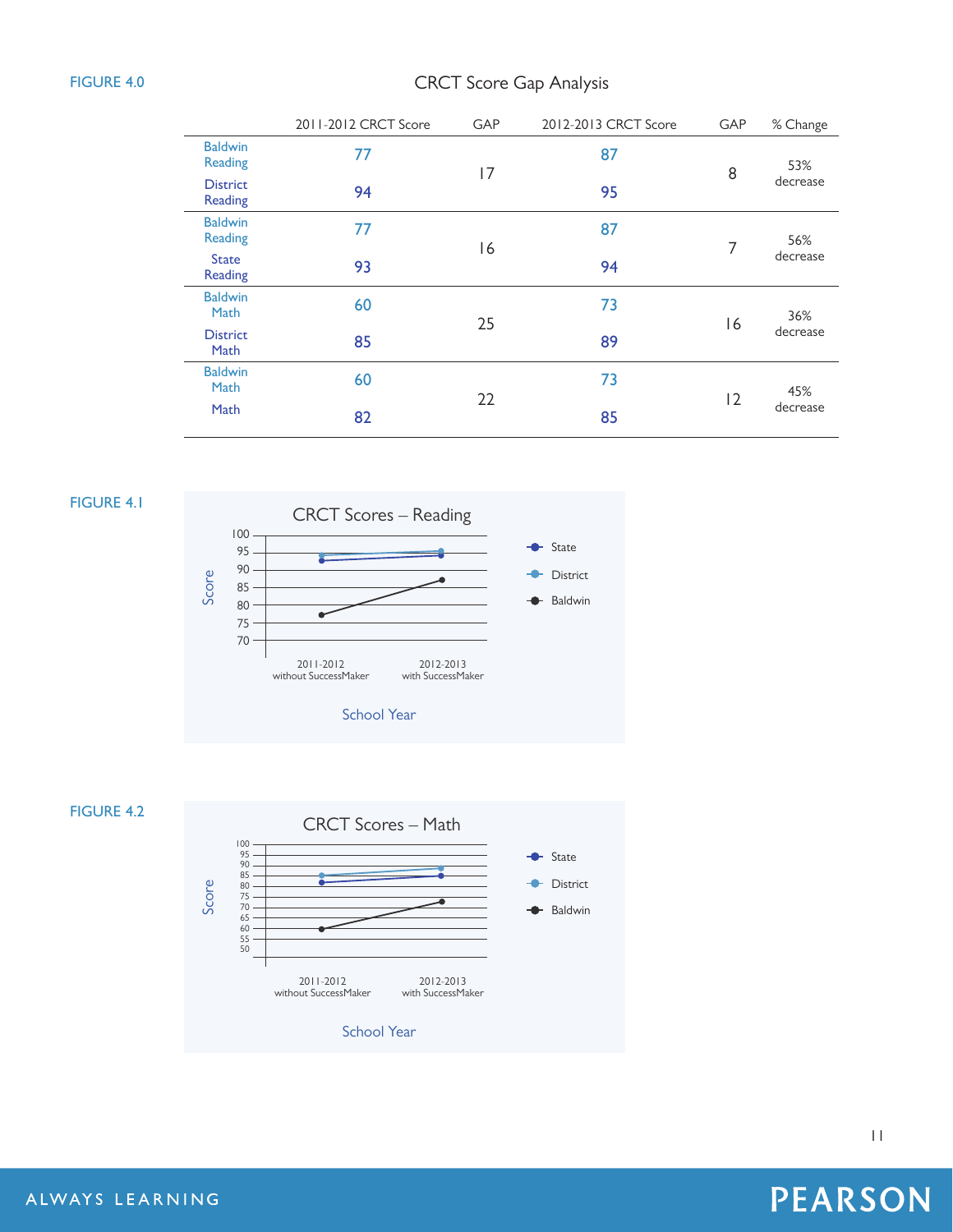FIGURE 4.0

## CRCT Score Gap Analysis

| | 2011-2012 CRCT Score | GAP | 2012-2013 CRCT Score | GAP | % Change |
|---|---|---|---|---|---|
| Baldwin Reading | 77 | 17 | 87 | 8 | 53% decrease |
| District Reading | 94 | | 95 | | |
| Baldwin Reading | 77 | 16 | 87 | 7 | 56% decrease |
| State Reading | 93 | | 94 | | |
| Baldwin Math | 60 | 25 | 73 | 16 | 36% decrease |
| District Math | 85 | | 89 | | |
| Baldwin Math | 60 | 22 | 73 | 12 | 45% decrease |
| Math | 82 | | 85 | | |

FIGURE 4.1

**CRCT Scores – Reading**

FIGURE 4.2

**CRCT Scores – Math**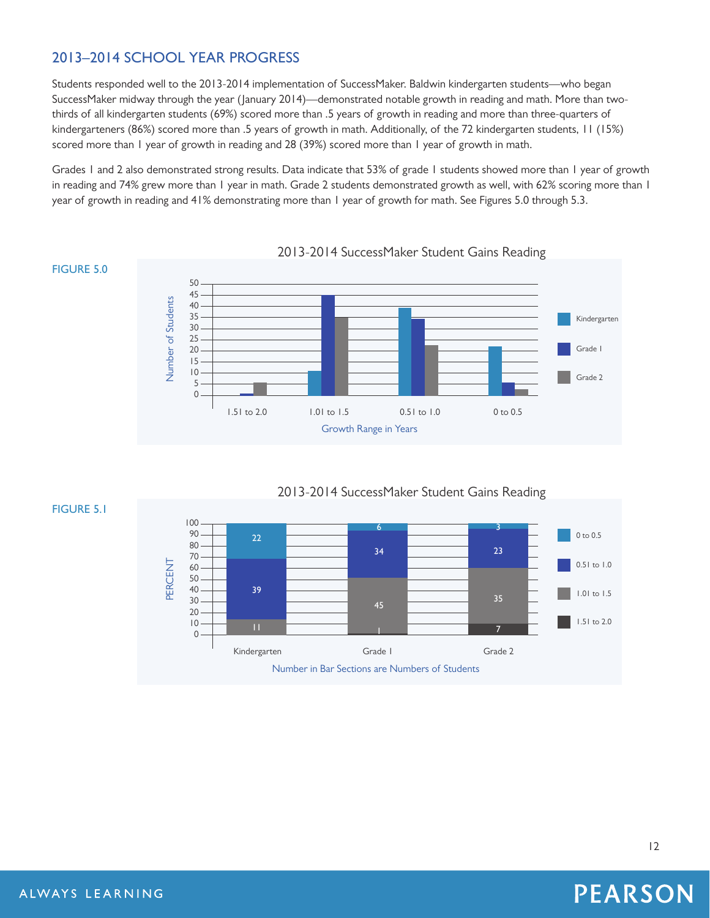## 2013–2014 SCHOOL YEAR PROGRESS

Students responded well to the 2013-2014 implementation of SuccessMaker. Baldwin kindergarten students—who began SuccessMaker midway through the year (January 2014)—demonstrated notable growth in reading and math. More than two-thirds of all kindergarten students (69%) scored more than .5 years of growth in reading and more than three-quarters of kindergarteners (86%) scored more than .5 years of growth in math. Additionally, of the 72 kindergarten students, 11 (15%) scored more than 1 year of growth in reading and 28 (39%) scored more than 1 year of growth in math.

Grades 1 and 2 also demonstrated strong results. Data indicate that 53% of grade 1 students showed more than 1 year of growth in reading and 74% grew more than 1 year in math. Grade 2 students demonstrated growth as well, with 62% scoring more than 1 year of growth in reading and 41% demonstrating more than 1 year of growth for math. See Figures 5.0 through 5.3.

FIGURE 5.0

2013-2014 SuccessMaker Student Gains Reading

| Growth Range in Years | Kindergarten | Grade 1 | Grade 2 |
|---|---|---|---|
| 1.51 to 2.0 | 0 | 1 | 6 |
| 1.01 to 1.5 | 11 | 45 | 35 |
| 0.51 to 1.0 | 39 | 34 | 23 |
| 0 to 0.5 | 22 | 6 | 3 |

FIGURE 5.1

2013-2014 SuccessMaker Student Gains Reading

| Growth Range | Kindergarten | Grade 1 | Grade 2 |
|---|---|---|---|
| 0 to 0.5 | 22 | 6 | 3 |
| 0.51 to 1.0 | 39 | 34 | 23 |
| 1.01 to 1.5 | 11 | 45 | 35 |
| 1.51 to 2.0 | | 1 | 7 |

Number in Bar Sections are Numbers of Students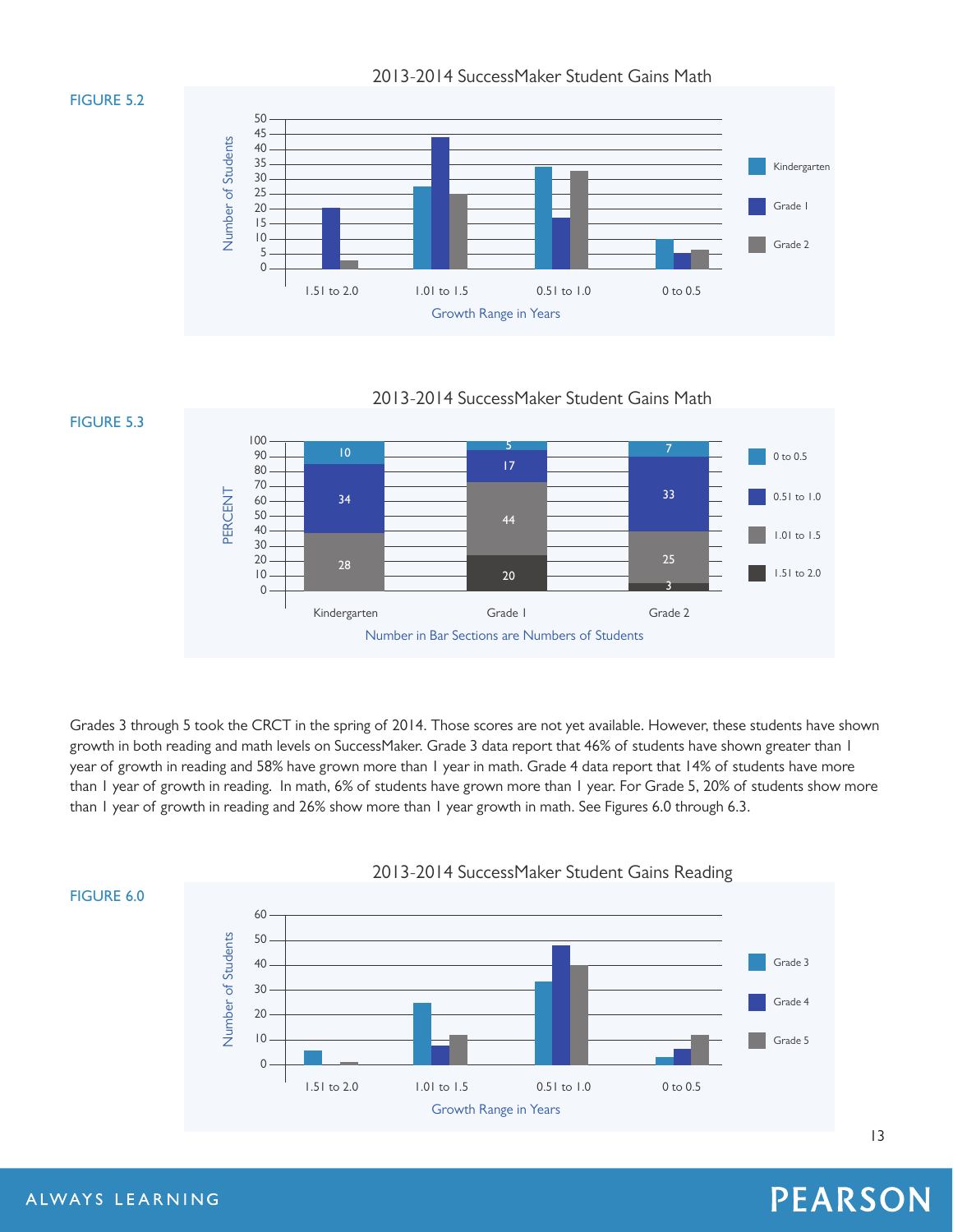FIGURE 5.2

2013-2014 SuccessMaker Student Gains Math

FIGURE 5.3

2013-2014 SuccessMaker Student Gains Math

Grades 3 through 5 took the CRCT in the spring of 2014. Those scores are not yet available. However, these students have shown growth in both reading and math levels on SuccessMaker. Grade 3 data report that 46% of students have shown greater than 1 year of growth in reading and 58% have grown more than 1 year in math. Grade 4 data report that 14% of students have more than 1 year of growth in reading. In math, 6% of students have grown more than 1 year. For Grade 5, 20% of students show more than 1 year of growth in reading and 26% show more than 1 year growth in math. See Figures 6.0 through 6.3.

FIGURE 6.0

2013-2014 SuccessMaker Student Gains Reading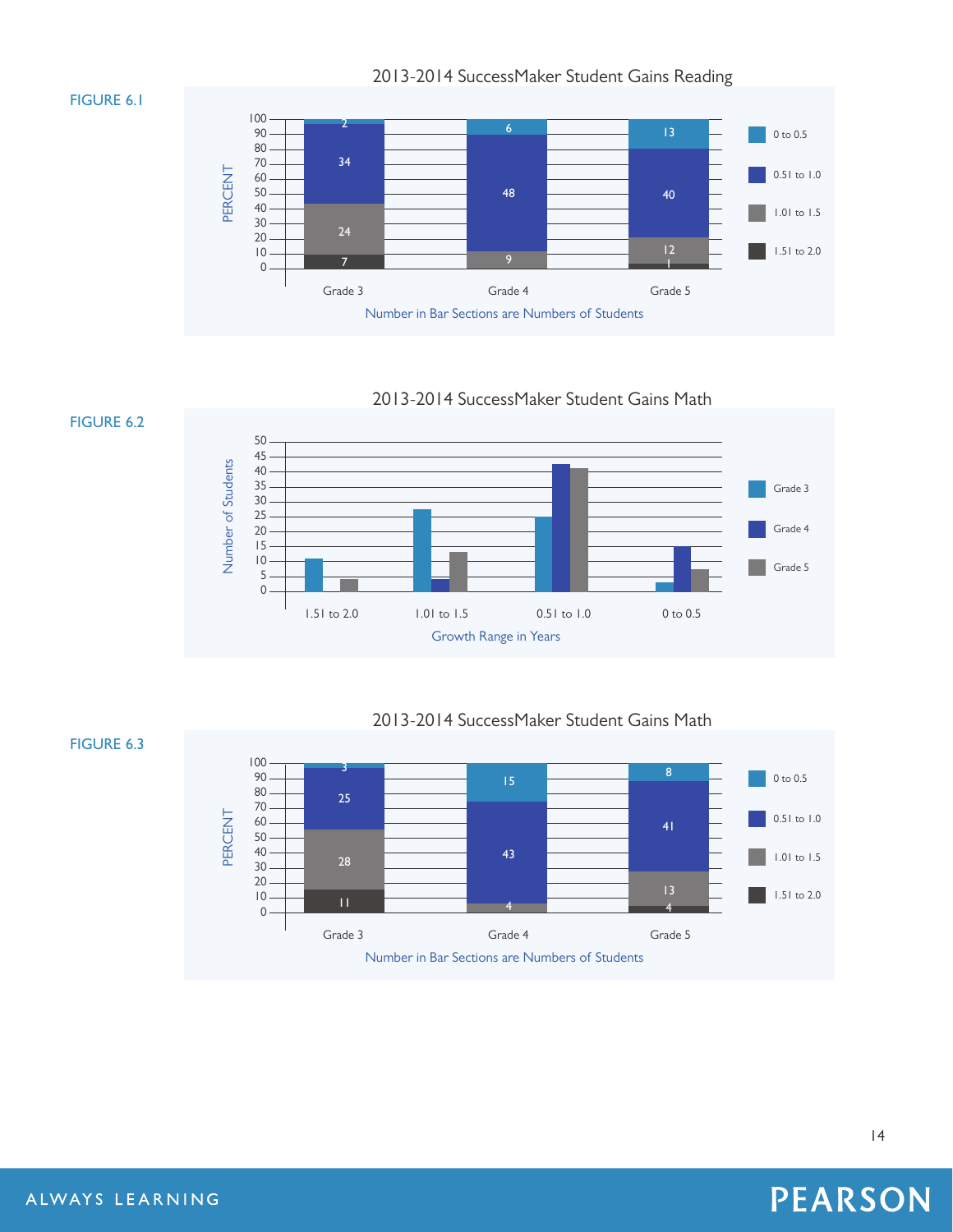FIGURE 6.1

2013-2014 SuccessMaker Student Gains Reading

| Growth Range | Grade 3 | Grade 4 | Grade 5 |
|---|---|---|---|
| 0 to 0.5 | 2 | 6 | 13 |
| 0.51 to 1.0 | 34 | 48 | 40 |
| 1.01 to 1.5 | 24 | 9 | 12 |
| 1.51 to 2.0 | 7 | | 1 |

PERCENT

Number in Bar Sections are Numbers of Students

FIGURE 6.2

2013-2014 SuccessMaker Student Gains Math

Number of Students

Growth Range in Years: 1.51 to 2.0, 1.01 to 1.5, 0.51 to 1.0, 0 to 0.5

Legend: Grade 3, Grade 4, Grade 5

FIGURE 6.3

2013-2014 SuccessMaker Student Gains Math

| Growth Range | Grade 3 | Grade 4 | Grade 5 |
|---|---|---|---|
| 0 to 0.5 | 3 | 15 | 8 |
| 0.51 to 1.0 | 25 | 43 | 41 |
| 1.01 to 1.5 | 28 | 4 | 13 |
| 1.51 to 2.0 | 11 | | 4 |

PERCENT

Number in Bar Sections are Numbers of Students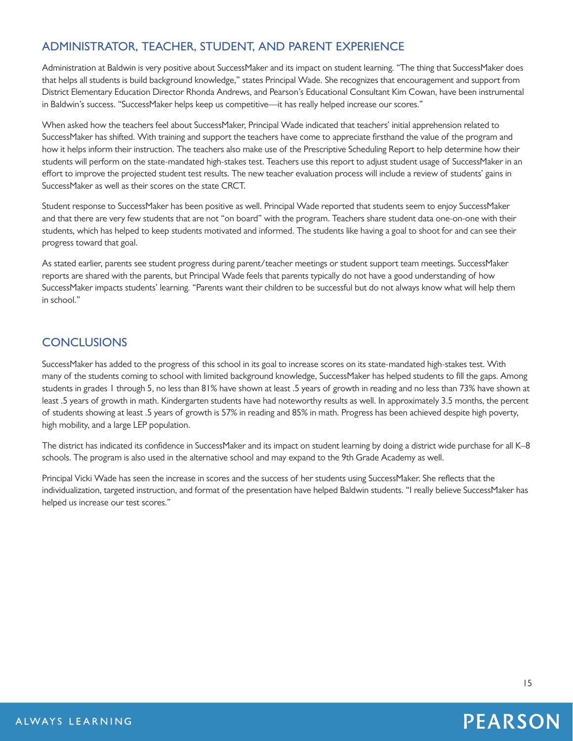## ADMINISTRATOR, TEACHER, STUDENT, AND PARENT EXPERIENCE

Administration at Baldwin is very positive about SuccessMaker and its impact on student learning. "The thing that SuccessMaker does that helps all students is build background knowledge," states Principal Wade. She recognizes that encouragement and support from District Elementary Education Director Rhonda Andrews, and Pearson's Educational Consultant Kim Cowan, have been instrumental in Baldwin's success. "SuccessMaker helps keep us competitive—it has really helped increase our scores."

When asked how the teachers feel about SuccessMaker, Principal Wade indicated that teachers' initial apprehension related to SuccessMaker has shifted. With training and support the teachers have come to appreciate firsthand the value of the program and how it helps inform their instruction. The teachers also make use of the Prescriptive Scheduling Report to help determine how their students will perform on the state-mandated high-stakes test. Teachers use this report to adjust student usage of SuccessMaker in an effort to improve the projected student test results. The new teacher evaluation process will include a review of students' gains in SuccessMaker as well as their scores on the state CRCT.

Student response to SuccessMaker has been positive as well. Principal Wade reported that students seem to enjoy SuccessMaker and that there are very few students that are not "on board" with the program. Teachers share student data one-on-one with their students, which has helped to keep students motivated and informed. The students like having a goal to shoot for and can see their progress toward that goal.

As stated earlier, parents see student progress during parent/teacher meetings or student support team meetings. SuccessMaker reports are shared with the parents, but Principal Wade feels that parents typically do not have a good understanding of how SuccessMaker impacts students' learning. "Parents want their children to be successful but do not always know what will help them in school."

## CONCLUSIONS

SuccessMaker has added to the progress of this school in its goal to increase scores on its state-mandated high-stakes test. With many of the students coming to school with limited background knowledge, SuccessMaker has helped students to fill the gaps. Among students in grades 1 through 5, no less than 81% have shown at least .5 years of growth in reading and no less than 73% have shown at least .5 years of growth in math. Kindergarten students have had noteworthy results as well. In approximately 3.5 months, the percent of students showing at least .5 years of growth is 57% in reading and 85% in math. Progress has been achieved despite high poverty, high mobility, and a large LEP population.

The district has indicated its confidence in SuccessMaker and its impact on student learning by doing a district wide purchase for all K–8 schools. The program is also used in the alternative school and may expand to the 9th Grade Academy as well.

Principal Vicki Wade has seen the increase in scores and the success of her students using SuccessMaker. She reflects that the individualization, targeted instruction, and format of the presentation have helped Baldwin students. "I really believe SuccessMaker has helped us increase our test scores."